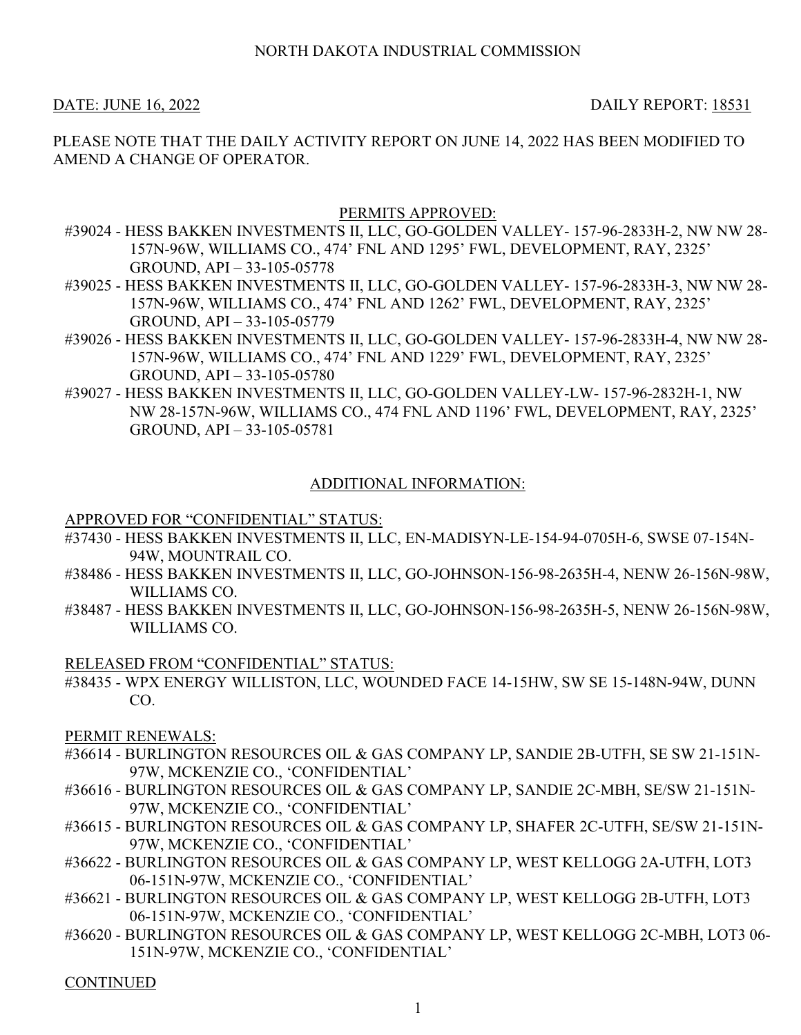NORTH DAKOTA INDUSTRIAL COMMISSION

DATE: JUNE 16, 2022 DAILY REPORT: 18531

PLEASE NOTE THAT THE DAILY ACTIVITY REPORT ON JUNE 14, 2022 HAS BEEN MODIFIED TO AMEND A CHANGE OF OPERATOR.

## PERMITS APPROVED:

#39024 - HESS BAKKEN INVESTMENTS II, LLC, GO-GOLDEN VALLEY- 157-96-2833H-2, NW NW 28-157N-96W, WILLIAMS CO., 474' FNL AND 1295' FWL, DEVELOPMENT, RAY, 2325' GROUND, API – 33-105-05778

#39025 - HESS BAKKEN INVESTMENTS II, LLC, GO-GOLDEN VALLEY- 157-96-2833H-3, NW NW 28-157N-96W, WILLIAMS CO., 474' FNL AND 1262' FWL, DEVELOPMENT, RAY, 2325' GROUND, API – 33-105-05779

#39026 - HESS BAKKEN INVESTMENTS II, LLC, GO-GOLDEN VALLEY- 157-96-2833H-4, NW NW 28-157N-96W, WILLIAMS CO., 474' FNL AND 1229' FWL, DEVELOPMENT, RAY, 2325' GROUND, API – 33-105-05780

#39027 - HESS BAKKEN INVESTMENTS II, LLC, GO-GOLDEN VALLEY-LW- 157-96-2832H-1, NW NW 28-157N-96W, WILLIAMS CO., 474 FNL AND 1196' FWL, DEVELOPMENT, RAY, 2325' GROUND, API – 33-105-05781

## ADDITIONAL INFORMATION:

APPROVED FOR "CONFIDENTIAL" STATUS:

#37430 - HESS BAKKEN INVESTMENTS II, LLC, EN-MADISYN-LE-154-94-0705H-6, SWSE 07-154N-94W, MOUNTRAIL CO.

#38486 - HESS BAKKEN INVESTMENTS II, LLC, GO-JOHNSON-156-98-2635H-4, NENW 26-156N-98W, WILLIAMS CO.

#38487 - HESS BAKKEN INVESTMENTS II, LLC, GO-JOHNSON-156-98-2635H-5, NENW 26-156N-98W, WILLIAMS CO.

RELEASED FROM "CONFIDENTIAL" STATUS:

#38435 - WPX ENERGY WILLISTON, LLC, WOUNDED FACE 14-15HW, SW SE 15-148N-94W, DUNN CO.

PERMIT RENEWALS:

#36614 - BURLINGTON RESOURCES OIL & GAS COMPANY LP, SANDIE 2B-UTFH, SE SW 21-151N-97W, MCKENZIE CO., 'CONFIDENTIAL'

#36616 - BURLINGTON RESOURCES OIL & GAS COMPANY LP, SANDIE 2C-MBH, SE/SW 21-151N-97W, MCKENZIE CO., 'CONFIDENTIAL'

#36615 - BURLINGTON RESOURCES OIL & GAS COMPANY LP, SHAFER 2C-UTFH, SE/SW 21-151N-97W, MCKENZIE CO., 'CONFIDENTIAL'

#36622 - BURLINGTON RESOURCES OIL & GAS COMPANY LP, WEST KELLOGG 2A-UTFH, LOT3 06-151N-97W, MCKENZIE CO., 'CONFIDENTIAL'

#36621 - BURLINGTON RESOURCES OIL & GAS COMPANY LP, WEST KELLOGG 2B-UTFH, LOT3 06-151N-97W, MCKENZIE CO., 'CONFIDENTIAL'

#36620 - BURLINGTON RESOURCES OIL & GAS COMPANY LP, WEST KELLOGG 2C-MBH, LOT3 06-151N-97W, MCKENZIE CO., 'CONFIDENTIAL'

CONTINUED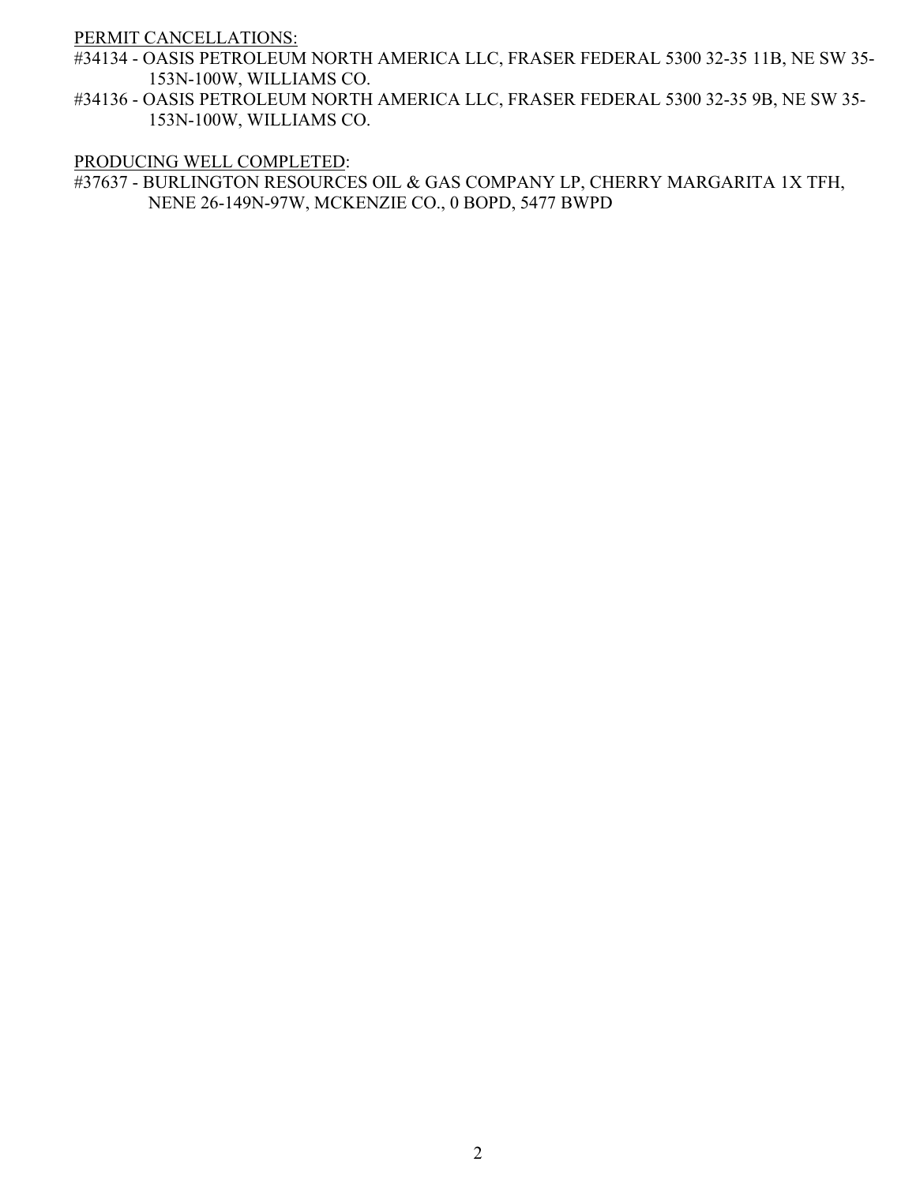PERMIT CANCELLATIONS:

#34134 - OASIS PETROLEUM NORTH AMERICA LLC, FRASER FEDERAL 5300 32-35 11B, NE SW 35-153N-100W, WILLIAMS CO.

#34136 - OASIS PETROLEUM NORTH AMERICA LLC, FRASER FEDERAL 5300 32-35 9B, NE SW 35-153N-100W, WILLIAMS CO.

PRODUCING WELL COMPLETED:

#37637 - BURLINGTON RESOURCES OIL & GAS COMPANY LP, CHERRY MARGARITA 1X TFH, NENE 26-149N-97W, MCKENZIE CO., 0 BOPD, 5477 BWPD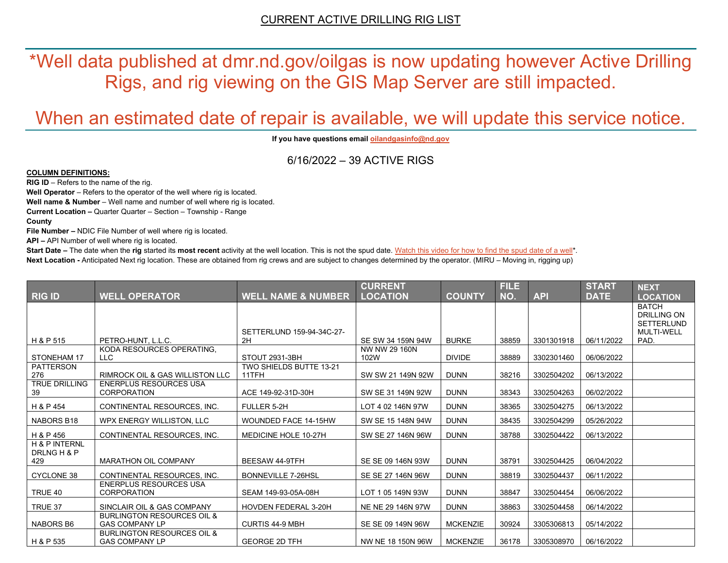CURRENT ACTIVE DRILLING RIG LIST

# *Well data published at dmr.nd.gov/oilgas is now updating however Active Drilling Rigs, and rig viewing on the GIS Map Server are still impacted.

# When an estimated date of repair is available, we will update this service notice.

**If you have questions email oilandgasinfo@nd.gov**

6/16/2022 – 39 ACTIVE RIGS

**COLUMN DEFINITIONS:**

**RIG ID** – Refers to the name of the rig.

**Well Operator** – Refers to the operator of the well where rig is located.

**Well name & Number** – Well name and number of well where rig is located.

**Current Location –** Quarter Quarter – Section – Township - Range

**County**

**File Number –** NDIC File Number of well where rig is located.

**API –** API Number of well where rig is located.

**Start Date –** The date when the **rig** started its **most recent** activity at the well location. This is not the spud date. Watch this video for how to find the spud date of a well*.

**Next Location -** Anticipated Next rig location. These are obtained from rig crews and are subject to changes determined by the operator. (MIRU – Moving in, rigging up)

| RIG ID | WELL OPERATOR | WELL NAME & NUMBER | CURRENT LOCATION | COUNTY | FILE NO. | API | START DATE | NEXT LOCATION |
|---|---|---|---|---|---|---|---|---|
| H & P 515 | PETRO-HUNT, L.L.C. | SETTERLUND 159-94-34C-27-2H | SE SW 34 159N 94W | BURKE | 38859 | 3301301918 | 06/11/2022 | BATCH DRILLING ON SETTERLUND MULTI-WELL PAD. |
| STONEHAM 17 | KODA RESOURCES OPERATING, LLC | STOUT 2931-3BH | NW NW 29 160N 102W | DIVIDE | 38889 | 3302301460 | 06/06/2022 | |
| PATTERSON 276 | RIMROCK OIL & GAS WILLISTON LLC | TWO SHIELDS BUTTE 13-21 11TFH | SW SW 21 149N 92W | DUNN | 38216 | 3302504202 | 06/13/2022 | |
| TRUE DRILLING 39 | ENERPLUS RESOURCES USA CORPORATION | ACE 149-92-31D-30H | SW SE 31 149N 92W | DUNN | 38343 | 3302504263 | 06/02/2022 | |
| H & P 454 | CONTINENTAL RESOURCES, INC. | FULLER 5-2H | LOT 4 02 146N 97W | DUNN | 38365 | 3302504275 | 06/13/2022 | |
| NABORS B18 | WPX ENERGY WILLISTON, LLC | WOUNDED FACE 14-15HW | SW SE 15 148N 94W | DUNN | 38435 | 3302504299 | 05/26/2022 | |
| H & P 456 | CONTINENTAL RESOURCES, INC. | MEDICINE HOLE 10-27H | SW SE 27 146N 96W | DUNN | 38788 | 3302504422 | 06/13/2022 | |
| H & P INTERNL DRLNG H & P 429 | MARATHON OIL COMPANY | BEESAW 44-9TFH | SE SE 09 146N 93W | DUNN | 38791 | 3302504425 | 06/04/2022 | |
| CYCLONE 38 | CONTINENTAL RESOURCES, INC. | BONNEVILLE 7-26HSL | SE SE 27 146N 96W | DUNN | 38819 | 3302504437 | 06/11/2022 | |
| TRUE 40 | ENERPLUS RESOURCES USA CORPORATION | SEAM 149-93-05A-08H | LOT 1 05 149N 93W | DUNN | 38847 | 3302504454 | 06/06/2022 | |
| TRUE 37 | SINCLAIR OIL & GAS COMPANY | HOVDEN FEDERAL 3-20H | NE NE 29 146N 97W | DUNN | 38863 | 3302504458 | 06/14/2022 | |
| NABORS B6 | BURLINGTON RESOURCES OIL & GAS COMPANY LP | CURTIS 44-9 MBH | SE SE 09 149N 96W | MCKENZIE | 30924 | 3305306813 | 05/14/2022 | |
| H & P 535 | BURLINGTON RESOURCES OIL & GAS COMPANY LP | GEORGE 2D TFH | NW NE 18 150N 96W | MCKENZIE | 36178 | 3305308970 | 06/16/2022 | |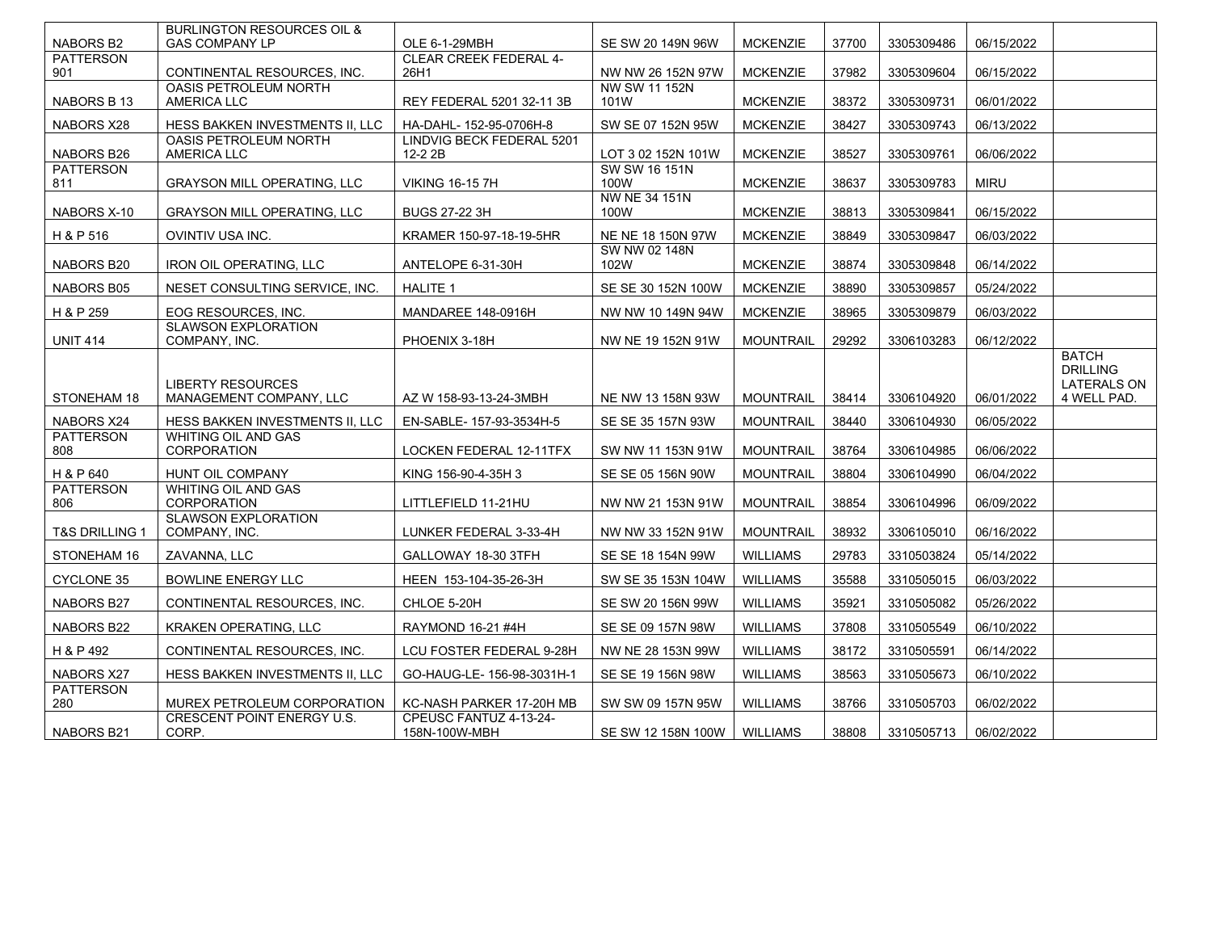| | | | | | | | | |
|---|---|---|---|---|---|---|---|---|
| NABORS B2 | BURLINGTON RESOURCES OIL & GAS COMPANY LP | OLE 6-1-29MBH | SE SW 20 149N 96W | MCKENZIE | 37700 | 3305309486 | 06/15/2022 | |
| PATTERSON 901 | CONTINENTAL RESOURCES, INC. | CLEAR CREEK FEDERAL 4-26H1 | NW NW 26 152N 97W | MCKENZIE | 37982 | 3305309604 | 06/15/2022 | |
| NABORS B 13 | OASIS PETROLEUM NORTH AMERICA LLC | REY FEDERAL 5201 32-11 3B | NW SW 11 152N 101W | MCKENZIE | 38372 | 3305309731 | 06/01/2022 | |
| NABORS X28 | HESS BAKKEN INVESTMENTS II, LLC | HA-DAHL- 152-95-0706H-8 | SW SE 07 152N 95W | MCKENZIE | 38427 | 3305309743 | 06/13/2022 | |
| NABORS B26 | OASIS PETROLEUM NORTH AMERICA LLC | LINDVIG BECK FEDERAL 5201 12-2 2B | LOT 3 02 152N 101W | MCKENZIE | 38527 | 3305309761 | 06/06/2022 | |
| PATTERSON 811 | GRAYSON MILL OPERATING, LLC | VIKING 16-15 7H | SW SW 16 151N 100W | MCKENZIE | 38637 | 3305309783 | MIRU | |
| NABORS X-10 | GRAYSON MILL OPERATING, LLC | BUGS 27-22 3H | NW NE 34 151N 100W | MCKENZIE | 38813 | 3305309841 | 06/15/2022 | |
| H & P 516 | OVINTIV USA INC. | KRAMER 150-97-18-19-5HR | NE NE 18 150N 97W | MCKENZIE | 38849 | 3305309847 | 06/03/2022 | |
| NABORS B20 | IRON OIL OPERATING, LLC | ANTELOPE 6-31-30H | SW NW 02 148N 102W | MCKENZIE | 38874 | 3305309848 | 06/14/2022 | |
| NABORS B05 | NESET CONSULTING SERVICE, INC. | HALITE 1 | SE SE 30 152N 100W | MCKENZIE | 38890 | 3305309857 | 05/24/2022 | |
| H & P 259 | EOG RESOURCES, INC. | MANDAREE 148-0916H | NW NW 10 149N 94W | MCKENZIE | 38965 | 3305309879 | 06/03/2022 | |
| UNIT 414 | SLAWSON EXPLORATION COMPANY, INC. | PHOENIX 3-18H | NW NE 19 152N 91W | MOUNTRAIL | 29292 | 3306103283 | 06/12/2022 | |
| STONEHAM 18 | LIBERTY RESOURCES MANAGEMENT COMPANY, LLC | AZ W 158-93-13-24-3MBH | NE NW 13 158N 93W | MOUNTRAIL | 38414 | 3306104920 | 06/01/2022 | BATCH DRILLING LATERALS ON 4 WELL PAD. |
| NABORS X24 | HESS BAKKEN INVESTMENTS II, LLC | EN-SABLE- 157-93-3534H-5 | SE SE 35 157N 93W | MOUNTRAIL | 38440 | 3306104930 | 06/05/2022 | |
| PATTERSON 808 | WHITING OIL AND GAS CORPORATION | LOCKEN FEDERAL 12-11TFX | SW NW 11 153N 91W | MOUNTRAIL | 38764 | 3306104985 | 06/06/2022 | |
| H & P 640 | HUNT OIL COMPANY | KING 156-90-4-35H 3 | SE SE 05 156N 90W | MOUNTRAIL | 38804 | 3306104990 | 06/04/2022 | |
| PATTERSON 806 | WHITING OIL AND GAS CORPORATION | LITTLEFIELD 11-21HU | NW NW 21 153N 91W | MOUNTRAIL | 38854 | 3306104996 | 06/09/2022 | |
| T&S DRILLING 1 | SLAWSON EXPLORATION COMPANY, INC. | LUNKER FEDERAL 3-33-4H | NW NW 33 152N 91W | MOUNTRAIL | 38932 | 3306105010 | 06/16/2022 | |
| STONEHAM 16 | ZAVANNA, LLC | GALLOWAY 18-30 3TFH | SE SE 18 154N 99W | WILLIAMS | 29783 | 3310503824 | 05/14/2022 | |
| CYCLONE 35 | BOWLINE ENERGY LLC | HEEN 153-104-35-26-3H | SW SE 35 153N 104W | WILLIAMS | 35588 | 3310505015 | 06/03/2022 | |
| NABORS B27 | CONTINENTAL RESOURCES, INC. | CHLOE 5-20H | SE SW 20 156N 99W | WILLIAMS | 35921 | 3310505082 | 05/26/2022 | |
| NABORS B22 | KRAKEN OPERATING, LLC | RAYMOND 16-21 #4H | SE SE 09 157N 98W | WILLIAMS | 37808 | 3310505549 | 06/10/2022 | |
| H & P 492 | CONTINENTAL RESOURCES, INC. | LCU FOSTER FEDERAL 9-28H | NW NE 28 153N 99W | WILLIAMS | 38172 | 3310505591 | 06/14/2022 | |
| NABORS X27 | HESS BAKKEN INVESTMENTS II, LLC | GO-HAUG-LE- 156-98-3031H-1 | SE SE 19 156N 98W | WILLIAMS | 38563 | 3310505673 | 06/10/2022 | |
| PATTERSON 280 | MUREX PETROLEUM CORPORATION | KC-NASH PARKER 17-20H MB | SW SW 09 157N 95W | WILLIAMS | 38766 | 3310505703 | 06/02/2022 | |
| NABORS B21 | CRESCENT POINT ENERGY U.S. CORP. | CPEUSC FANTUZ 4-13-24-158N-100W-MBH | SE SW 12 158N 100W | WILLIAMS | 38808 | 3310505713 | 06/02/2022 | |